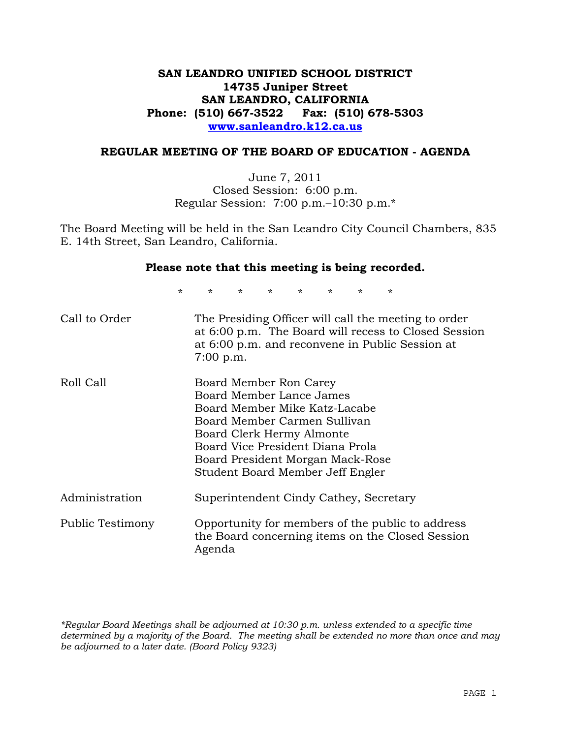# SAN LEANDRO UNIFIED SCHOOL DISTRICT
**14735 Juniper Street**
**SAN LEANDRO, CALIFORNIA**
**Phone: (510) 667-3522 Fax: (510) 678-5303**
**www.sanleandro.k12.ca.us**

## REGULAR MEETING OF THE BOARD OF EDUCATION - AGENDA

June 7, 2011
Closed Session: 6:00 p.m.
Regular Session: 7:00 p.m.–10:30 p.m.*

The Board Meeting will be held in the San Leandro City Council Chambers, 835 E. 14th Street, San Leandro, California.

**Please note that this meeting is being recorded.**

\* \* \* \* \* \* \* \*

| | |
|---|---|
| Call to Order | The Presiding Officer will call the meeting to order at 6:00 p.m. The Board will recess to Closed Session at 6:00 p.m. and reconvene in Public Session at 7:00 p.m. |
| Roll Call | Board Member Ron Carey<br>Board Member Lance James<br>Board Member Mike Katz-Lacabe<br>Board Member Carmen Sullivan<br>Board Clerk Hermy Almonte<br>Board Vice President Diana Prola<br>Board President Morgan Mack-Rose<br>Student Board Member Jeff Engler |
| Administration | Superintendent Cindy Cathey, Secretary |
| Public Testimony | Opportunity for members of the public to address the Board concerning items on the Closed Session Agenda |

*\*Regular Board Meetings shall be adjourned at 10:30 p.m. unless extended to a specific time determined by a majority of the Board. The meeting shall be extended no more than once and may be adjourned to a later date. (Board Policy 9323)*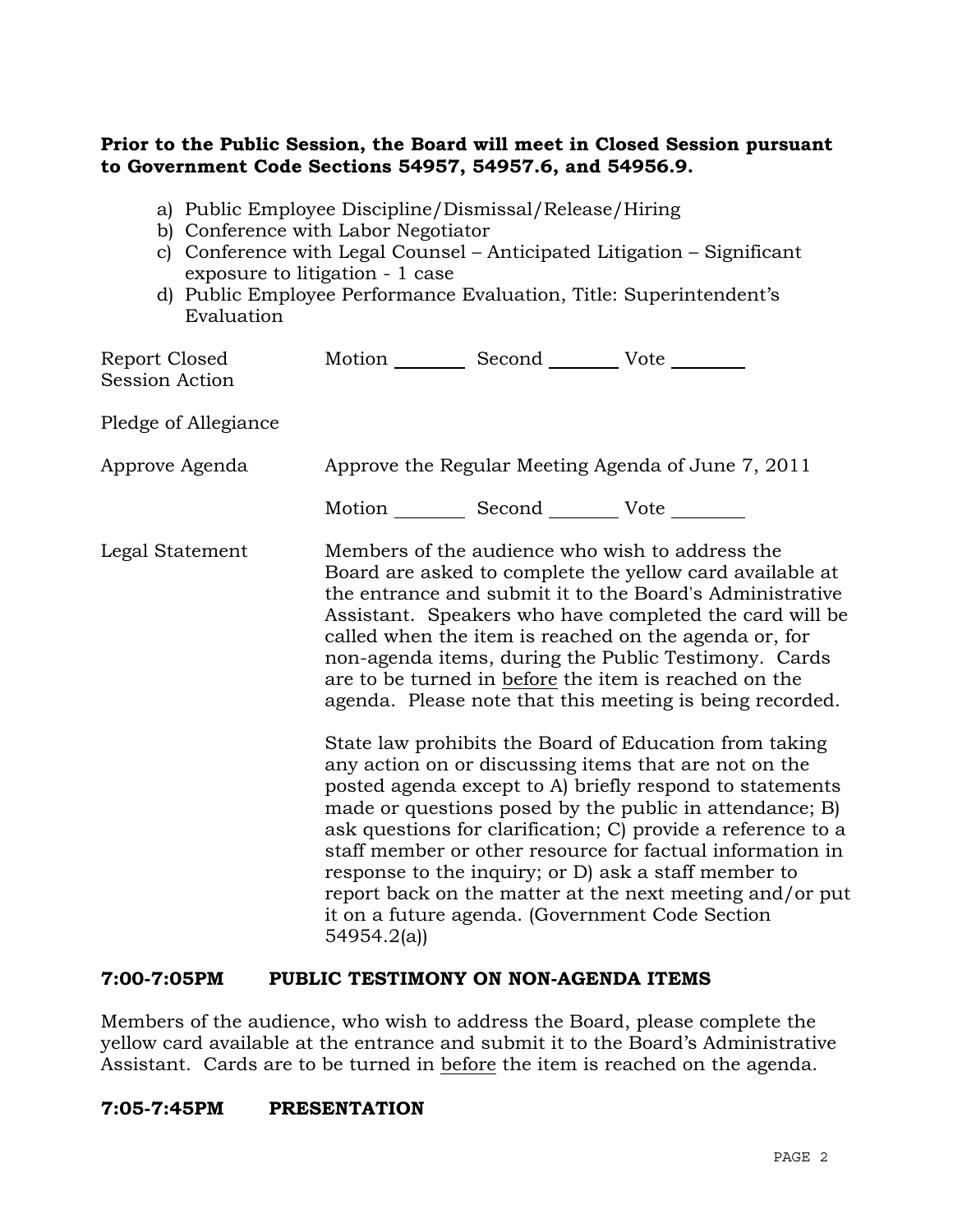**Prior to the Public Session, the Board will meet in Closed Session pursuant to Government Code Sections 54957, 54957.6, and 54956.9.**

a) Public Employee Discipline/Dismissal/Release/Hiring
b) Conference with Labor Negotiator
c) Conference with Legal Counsel – Anticipated Litigation – Significant exposure to litigation - 1 case
d) Public Employee Performance Evaluation, Title: Superintendent's Evaluation

Report Closed Session Action — Motion ________ Second ________ Vote ________

Pledge of Allegiance

Approve Agenda — Approve the Regular Meeting Agenda of June 7, 2011

Motion ________ Second ________ Vote ________

Legal Statement — Members of the audience who wish to address the Board are asked to complete the yellow card available at the entrance and submit it to the Board's Administrative Assistant. Speakers who have completed the card will be called when the item is reached on the agenda or, for non-agenda items, during the Public Testimony. Cards are to be turned in before the item is reached on the agenda. Please note that this meeting is being recorded.

State law prohibits the Board of Education from taking any action on or discussing items that are not on the posted agenda except to A) briefly respond to statements made or questions posed by the public in attendance; B) ask questions for clarification; C) provide a reference to a staff member or other resource for factual information in response to the inquiry; or D) ask a staff member to report back on the matter at the next meeting and/or put it on a future agenda. (Government Code Section 54954.2(a))

**7:00-7:05PM PUBLIC TESTIMONY ON NON-AGENDA ITEMS**

Members of the audience, who wish to address the Board, please complete the yellow card available at the entrance and submit it to the Board's Administrative Assistant. Cards are to be turned in before the item is reached on the agenda.

**7:05-7:45PM PRESENTATION**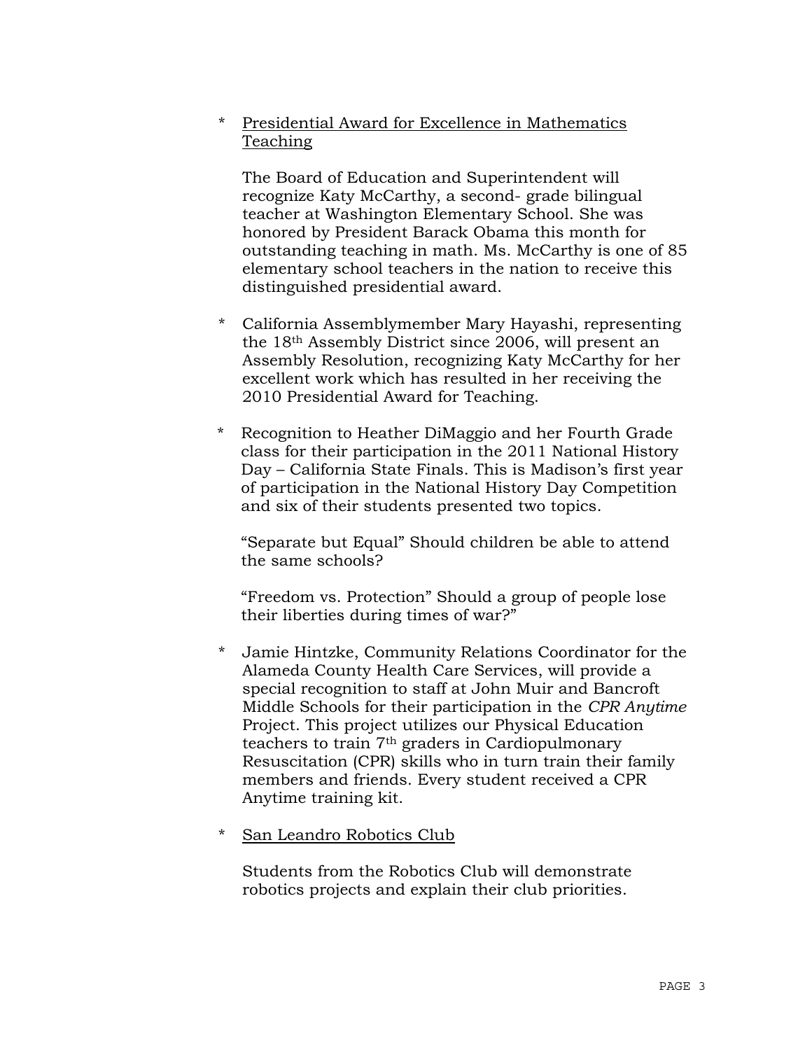* Presidential Award for Excellence in Mathematics Teaching

  The Board of Education and Superintendent will recognize Katy McCarthy, a second- grade bilingual teacher at Washington Elementary School. She was honored by President Barack Obama this month for outstanding teaching in math. Ms. McCarthy is one of 85 elementary school teachers in the nation to receive this distinguished presidential award.

* California Assemblymember Mary Hayashi, representing the 18th Assembly District since 2006, will present an Assembly Resolution, recognizing Katy McCarthy for her excellent work which has resulted in her receiving the 2010 Presidential Award for Teaching.

* Recognition to Heather DiMaggio and her Fourth Grade class for their participation in the 2011 National History Day – California State Finals. This is Madison's first year of participation in the National History Day Competition and six of their students presented two topics.

  "Separate but Equal" Should children be able to attend the same schools?

  "Freedom vs. Protection" Should a group of people lose their liberties during times of war?"

* Jamie Hintzke, Community Relations Coordinator for the Alameda County Health Care Services, will provide a special recognition to staff at John Muir and Bancroft Middle Schools for their participation in the *CPR Anytime* Project. This project utilizes our Physical Education teachers to train 7th graders in Cardiopulmonary Resuscitation (CPR) skills who in turn train their family members and friends. Every student received a CPR Anytime training kit.

* San Leandro Robotics Club

  Students from the Robotics Club will demonstrate robotics projects and explain their club priorities.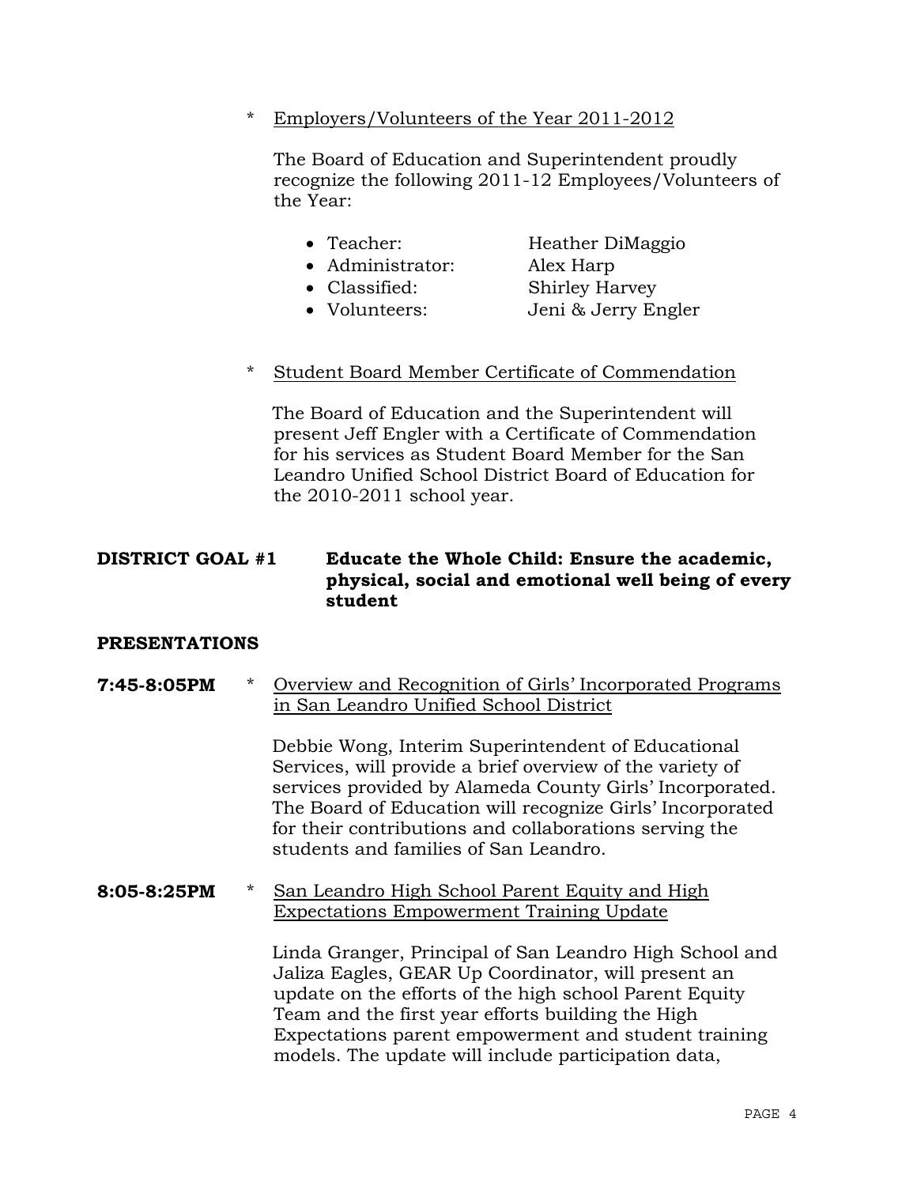* Employers/Volunteers of the Year 2011-2012

  The Board of Education and Superintendent proudly recognize the following 2011-12 Employees/Volunteers of the Year:

  - Teacher: Heather DiMaggio
  - Administrator: Alex Harp
  - Classified: Shirley Harvey
  - Volunteers: Jeni & Jerry Engler

* Student Board Member Certificate of Commendation

  The Board of Education and the Superintendent will present Jeff Engler with a Certificate of Commendation for his services as Student Board Member for the San Leandro Unified School District Board of Education for the 2010-2011 school year.

**DISTRICT GOAL #1 Educate the Whole Child: Ensure the academic, physical, social and emotional well being of every student**

**PRESENTATIONS**

**7:45-8:05PM** * Overview and Recognition of Girls' Incorporated Programs in San Leandro Unified School District

Debbie Wong, Interim Superintendent of Educational Services, will provide a brief overview of the variety of services provided by Alameda County Girls' Incorporated. The Board of Education will recognize Girls' Incorporated for their contributions and collaborations serving the students and families of San Leandro.

**8:05-8:25PM** * San Leandro High School Parent Equity and High Expectations Empowerment Training Update

Linda Granger, Principal of San Leandro High School and Jaliza Eagles, GEAR Up Coordinator, will present an update on the efforts of the high school Parent Equity Team and the first year efforts building the High Expectations parent empowerment and student training models. The update will include participation data,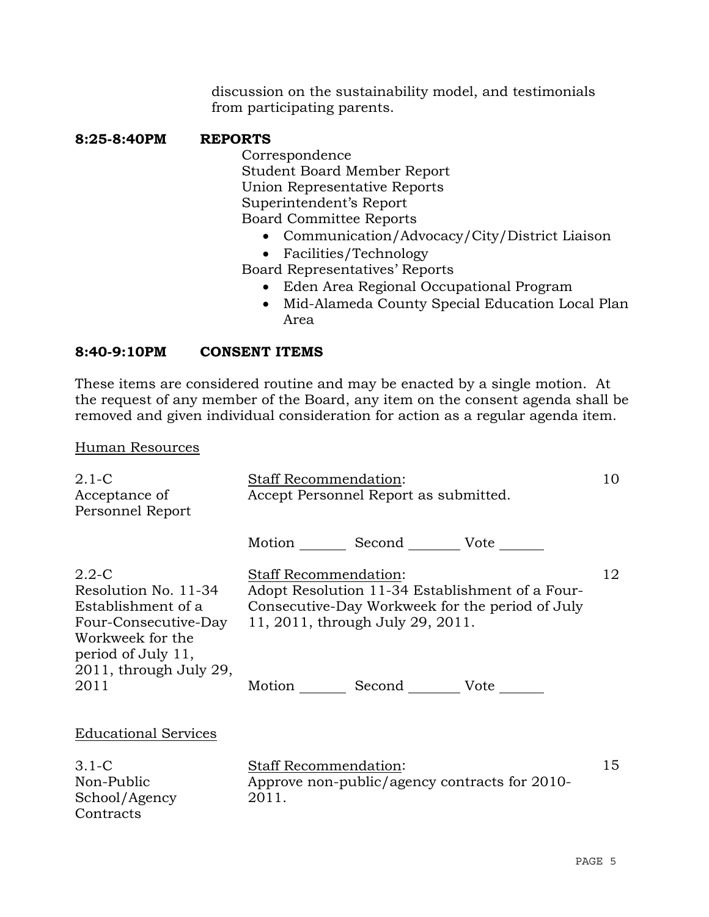discussion on the sustainability model, and testimonials from participating parents.

**8:25-8:40PM REPORTS**

Correspondence
Student Board Member Report
Union Representative Reports
Superintendent's Report
Board Committee Reports

- Communication/Advocacy/City/District Liaison
- Facilities/Technology

Board Representatives' Reports

- Eden Area Regional Occupational Program
- Mid-Alameda County Special Education Local Plan Area

**8:40-9:10PM CONSENT ITEMS**

These items are considered routine and may be enacted by a single motion. At the request of any member of the Board, any item on the consent agenda shall be removed and given individual consideration for action as a regular agenda item.

Human Resources

| | | |
|---|---|---|
| 2.1-C Acceptance of Personnel Report | Staff Recommendation: Accept Personnel Report as submitted. | 10 |
| | Motion _______ Second _______ Vote ______ | |
| 2.2-C Resolution No. 11-34 Establishment of a Four-Consecutive-Day Workweek for the period of July 11, 2011, through July 29, 2011 | Staff Recommendation: Adopt Resolution 11-34 Establishment of a Four-Consecutive-Day Workweek for the period of July 11, 2011, through July 29, 2011. | 12 |
| | Motion _______ Second _______ Vote ______ | |

Educational Services

| | | |
|---|---|---|
| 3.1-C Non-Public School/Agency Contracts | Staff Recommendation: Approve non-public/agency contracts for 2010-2011. | 15 |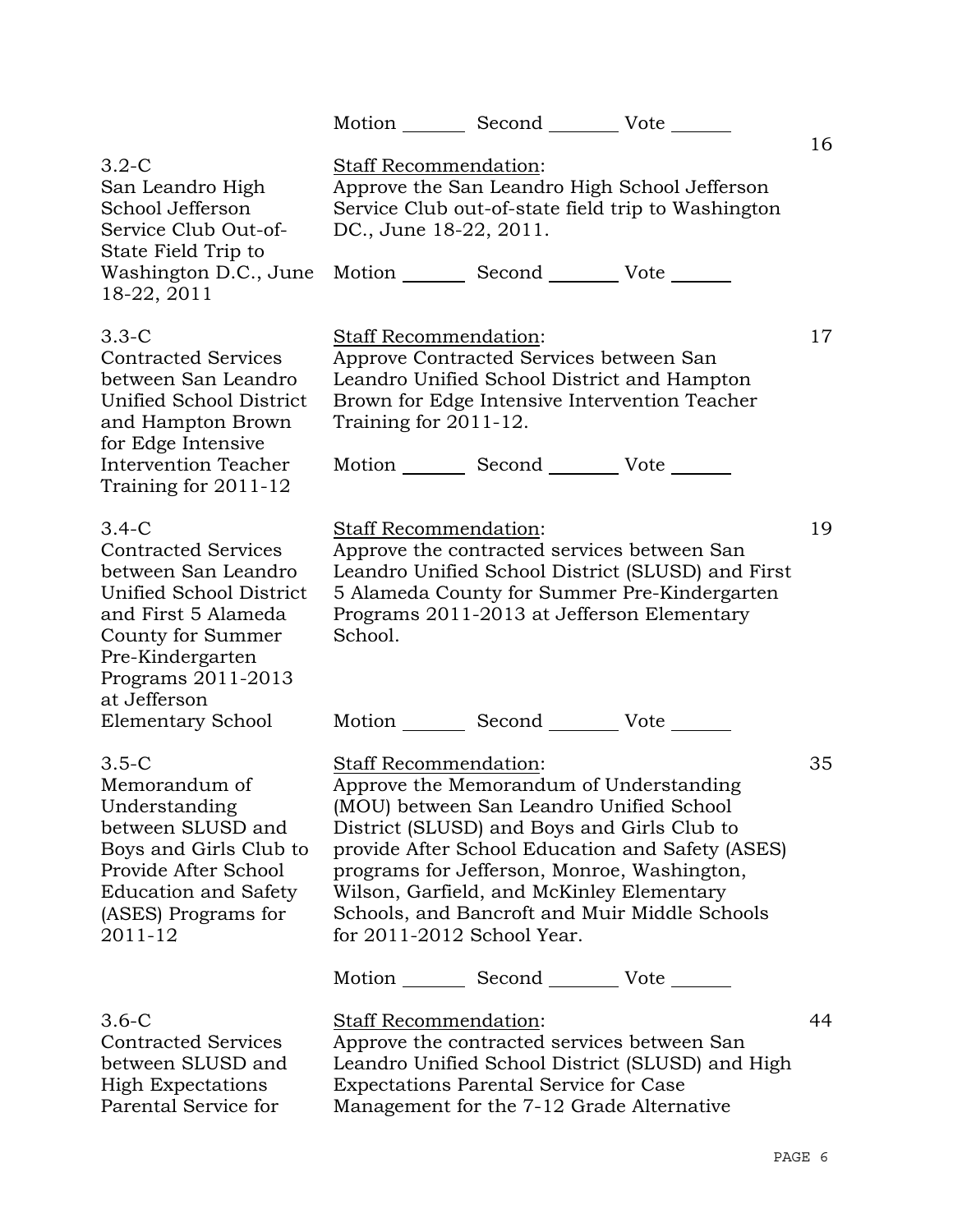Motion _______ Second _______ Vote _______

16

**3.2-C**
San Leandro High School Jefferson Service Club Out-of-State Field Trip to Washington D.C., June 18-22, 2011

Staff Recommendation:
Approve the San Leandro High School Jefferson Service Club out-of-state field trip to Washington DC., June 18-22, 2011.

Motion _______ Second _______ Vote _______

**3.3-C**
Contracted Services between San Leandro Unified School District and Hampton Brown for Edge Intensive Intervention Teacher Training for 2011-12

Staff Recommendation:
Approve Contracted Services between San Leandro Unified School District and Hampton Brown for Edge Intensive Intervention Teacher Training for 2011-12.

Motion _______ Second _______ Vote _______

17

**3.4-C**
Contracted Services between San Leandro Unified School District and First 5 Alameda County for Summer Pre-Kindergarten Programs 2011-2013 at Jefferson Elementary School

Staff Recommendation:
Approve the contracted services between San Leandro Unified School District (SLUSD) and First 5 Alameda County for Summer Pre-Kindergarten Programs 2011-2013 at Jefferson Elementary School.

Motion _______ Second _______ Vote _______

19

**3.5-C**
Memorandum of Understanding between SLUSD and Boys and Girls Club to Provide After School Education and Safety (ASES) Programs for 2011-12

Staff Recommendation:
Approve the Memorandum of Understanding (MOU) between San Leandro Unified School District (SLUSD) and Boys and Girls Club to provide After School Education and Safety (ASES) programs for Jefferson, Monroe, Washington, Wilson, Garfield, and McKinley Elementary Schools, and Bancroft and Muir Middle Schools for 2011-2012 School Year.

Motion _______ Second _______ Vote _______

35

**3.6-C**
Contracted Services between SLUSD and High Expectations Parental Service for

Staff Recommendation:
Approve the contracted services between San Leandro Unified School District (SLUSD) and High Expectations Parental Service for Case Management for the 7-12 Grade Alternative

44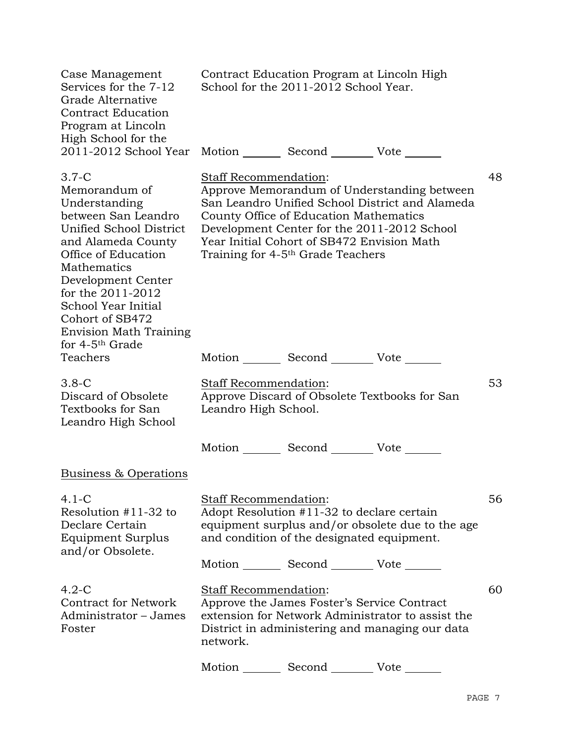Case Management Services for the 7-12 Grade Alternative Contract Education Program at Lincoln High School for the 2011-2012 School Year

Contract Education Program at Lincoln High School for the 2011-2012 School Year.

Motion _______ Second _______ Vote _______

**3.7-C**
Memorandum of Understanding between San Leandro Unified School District and Alameda County Office of Education Mathematics Development Center for the 2011-2012 School Year Initial Cohort of SB472 Envision Math Training for 4-5th Grade Teachers

Staff Recommendation: (48)
Approve Memorandum of Understanding between San Leandro Unified School District and Alameda County Office of Education Mathematics Development Center for the 2011-2012 School Year Initial Cohort of SB472 Envision Math Training for 4-5th Grade Teachers

Motion _______ Second _______ Vote _______

**3.8-C**
Discard of Obsolete Textbooks for San Leandro High School

Staff Recommendation: (53)
Approve Discard of Obsolete Textbooks for San Leandro High School.

Motion _______ Second _______ Vote _______

## Business & Operations

**4.1-C**
Resolution #11-32 to Declare Certain Equipment Surplus and/or Obsolete.

Staff Recommendation: (56)
Adopt Resolution #11-32 to declare certain equipment surplus and/or obsolete due to the age and condition of the designated equipment.

Motion _______ Second _______ Vote _______

**4.2-C**
Contract for Network Administrator – James Foster

Staff Recommendation: (60)
Approve the James Foster's Service Contract extension for Network Administrator to assist the District in administering and managing our data network.

Motion _______ Second _______ Vote _______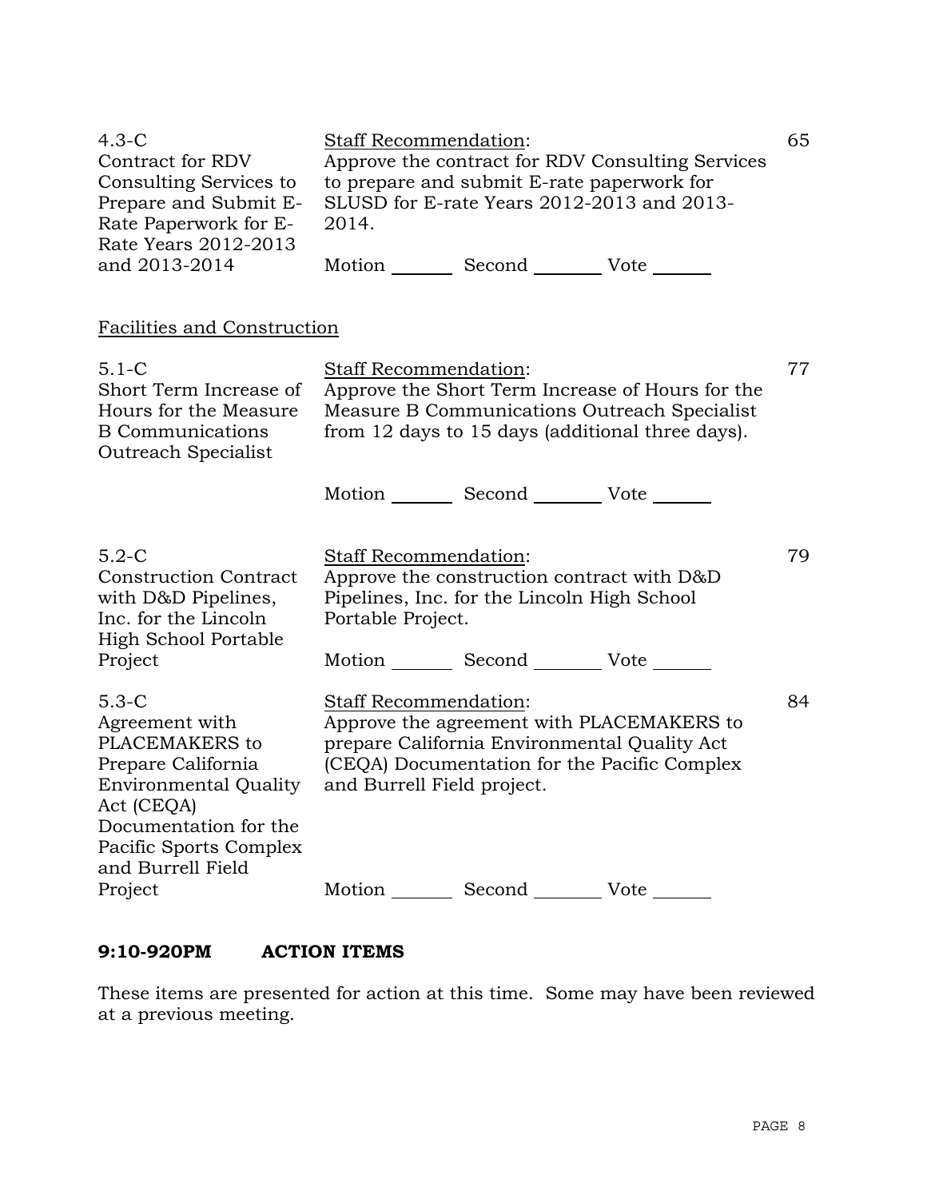| Item | Staff Recommendation | Page |
|---|---|---|
| 4.3-C Contract for RDV Consulting Services to Prepare and Submit E-Rate Paperwork for E-Rate Years 2012-2013 and 2013-2014 | Staff Recommendation: Approve the contract for RDV Consulting Services to prepare and submit E-rate paperwork for SLUSD for E-rate Years 2012-2013 and 2013-2014. <br><br> Motion _______ Second _______ Vote ______ | 65 |

Facilities and Construction

| Item | Staff Recommendation | Page |
|---|---|---|
| 5.1-C Short Term Increase of Hours for the Measure B Communications Outreach Specialist | Staff Recommendation: Approve the Short Term Increase of Hours for the Measure B Communications Outreach Specialist from 12 days to 15 days (additional three days). <br><br> Motion _______ Second _______ Vote ______ | 77 |
| 5.2-C Construction Contract with D&D Pipelines, Inc. for the Lincoln High School Portable Project | Staff Recommendation: Approve the construction contract with D&D Pipelines, Inc. for the Lincoln High School Portable Project. <br><br> Motion _______ Second _______ Vote ______ | 79 |
| 5.3-C Agreement with PLACEMAKERS to Prepare California Environmental Quality Act (CEQA) Documentation for the Pacific Sports Complex and Burrell Field Project | Staff Recommendation: Approve the agreement with PLACEMAKERS to prepare California Environmental Quality Act (CEQA) Documentation for the Pacific Complex and Burrell Field project. <br><br> Motion _______ Second _______ Vote ______ | 84 |

**9:10-920PM ACTION ITEMS**

These items are presented for action at this time. Some may have been reviewed at a previous meeting.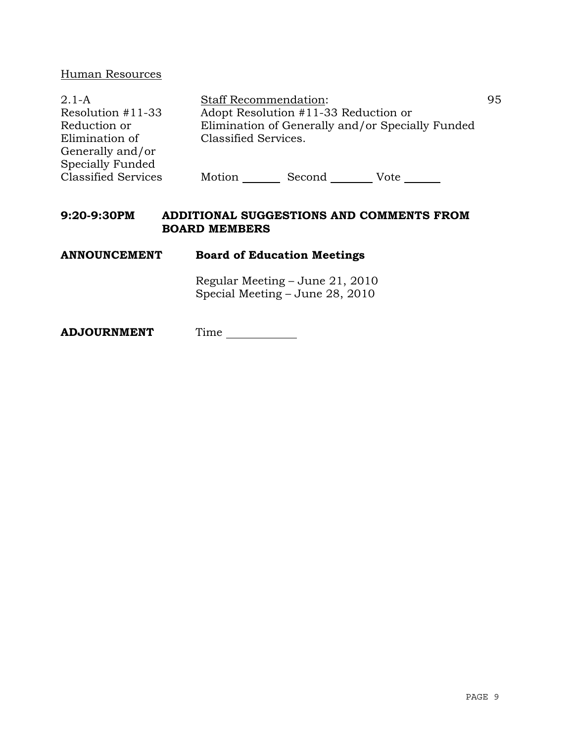Human Resources

2.1-A
Resolution #11-33
Reduction or Elimination of Generally and/or Specially Funded Classified Services

Staff Recommendation:
Adopt Resolution #11-33 Reduction or Elimination of Generally and/or Specially Funded Classified Services.

95

Motion ______ Second ______ Vote ______

**9:20-9:30PM ADDITIONAL SUGGESTIONS AND COMMENTS FROM BOARD MEMBERS**

**ANNOUNCEMENT Board of Education Meetings**

Regular Meeting – June 21, 2010
Special Meeting – June 28, 2010

**ADJOURNMENT** Time ________